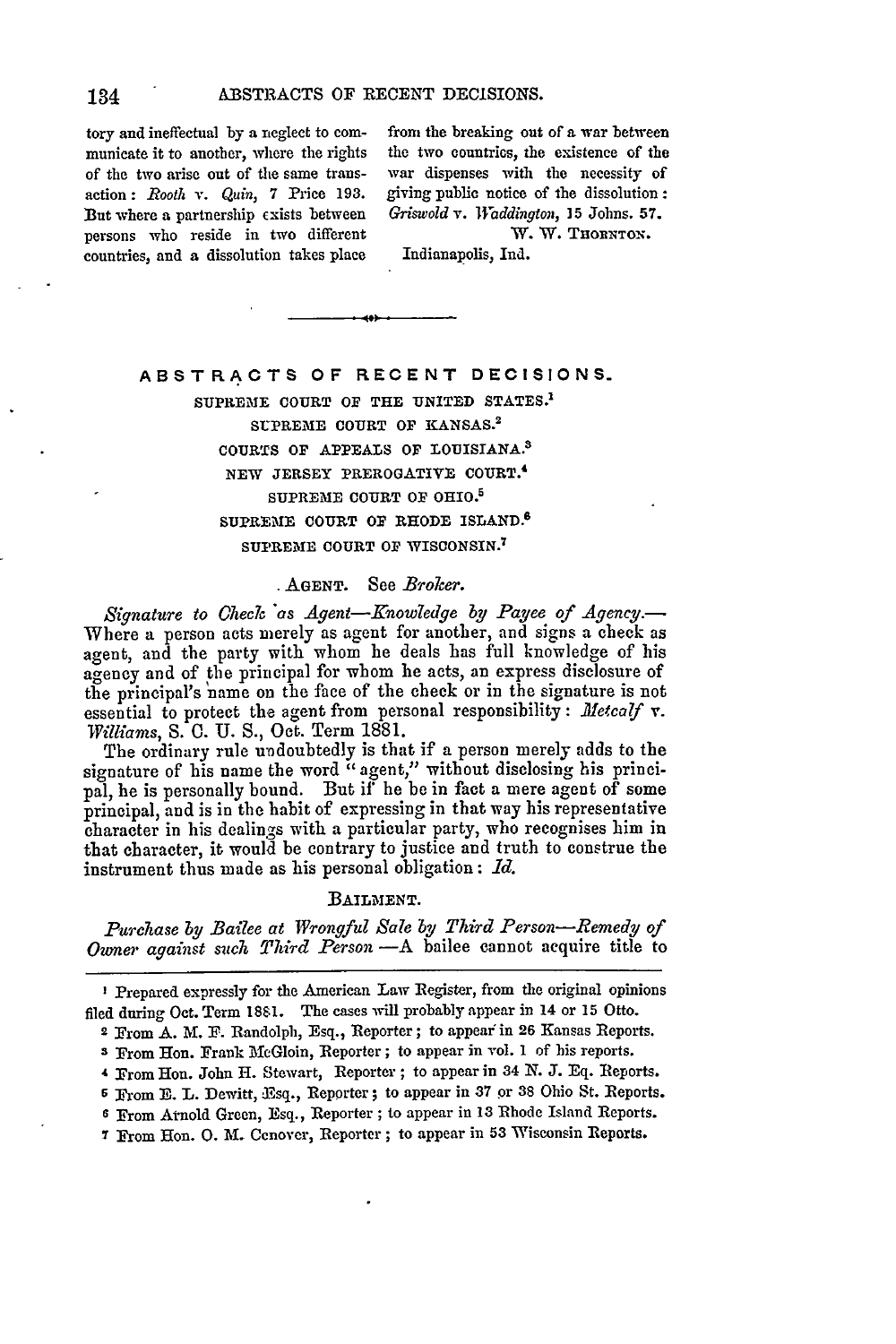tory and ineffectual by a neglect to communicate it to another, where the rights of the two arise out of the same transaction: *Rooth* v. *Quin*, 7 Price 193. But where a partnership exists between persons who reside in two different countries, and a dissolution takes place from the breaking out of a war between the two countries, the existence of the war dispenses with the necessity of giving public notice of the dissolution: *Griswold* v. *Waddington*, 15 Johns. 57.

W. W. THORNTON.

Indianapolis, Ind.

---

# ABSTRACTS OF RECENT DECISIONS.

SUPREME COURT OF THE UNITED STATES.[1]

SUPREME COURT OF KANSAS.[2]

COURTS OF APPEALS OF LOUISIANA.[3]

NEW JERSEY PREROGATIVE COURT.[4]

SUPREME COURT OF OHIO.[5]

SUPREME COURT OF RHODE ISLAND.[6]

SUPREME COURT OF WISCONSIN.[7]

AGENT. See *Broker*.

*Signature to Check as Agent—Knowledge by Payee of Agency.*—Where a person acts merely as agent for another, and signs a check as agent, and the party with whom he deals has full knowledge of his agency and of the principal for whom he acts, an express disclosure of the principal's name on the face of the check or in the signature is not essential to protect the agent from personal responsibility: *Metcalf* v. *Williams*, S. C. U. S., Oct. Term 1881.

The ordinary rule undoubtedly is that if a person merely adds to the signature of his name the word "agent," without disclosing his principal, he is personally bound. But if he be in fact a mere agent of some principal, and is in the habit of expressing in that way his representative character in his dealings with a particular party, who recognises him in that character, it would be contrary to justice and truth to construe the instrument thus made as his personal obligation: *Id.*

BAILMENT.

*Purchase by Bailee at Wrongful Sale by Third Person—Remedy of Owner against such Third Person.*—A bailee cannot acquire title to

---

[1] Prepared expressly for the American Law Register, from the original opinions filed during Oct. Term 1881. The cases will probably appear in 14 or 15 Otto.

[2] From A. M. F. Randolph, Esq., Reporter; to appear in 26 Kansas Reports.

[3] From Hon. Frank McGloin, Reporter; to appear in vol. 1 of his reports.

[4] From Hon. John H. Stewart, Reporter; to appear in 34 N. J. Eq. Reports.

[5] From E. L. Dewitt, Esq., Reporter; to appear in 37 or 38 Ohio St. Reports.

[6] From Arnold Green, Esq., Reporter; to appear in 13 Rhode Island Reports.

[7] From Hon. O. M. Conover, Reporter; to appear in 53 Wisconsin Reports.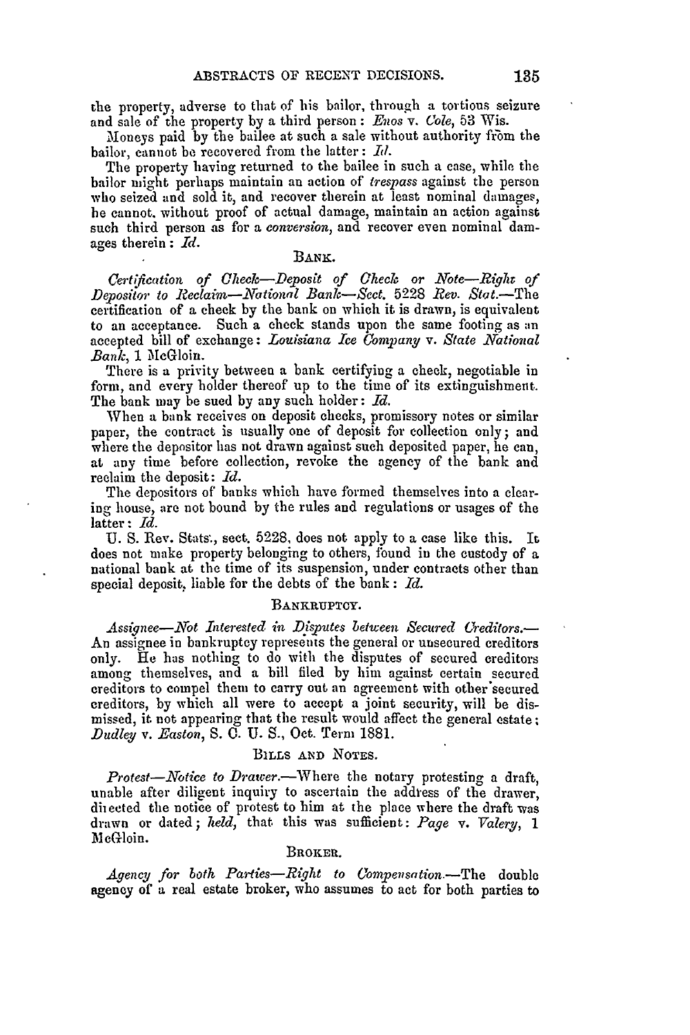the property, adverse to that of his bailor, through a tortious seizure and sale of the property by a third person: *Enos* v. *Cole*, 53 Wis.

Moneys paid by the bailee at such a sale without authority from the bailor, cannot be recovered from the latter: *Id.*

The property having returned to the bailee in such a case, while the bailor might perhaps maintain an action of *trespass* against the person who seized and sold it, and recover therein at least nominal damages, he cannot, without proof of actual damage, maintain an action against such third person as for a *conversion*, and recover even nominal damages therein: *Id.*

### BANK.

*Certification of Check—Deposit of Check or Note—Right of Depositor to Reclaim—National Bank—Sect.* 5228 *Rev. Stat.*—The certification of a check by the bank on which it is drawn, is equivalent to an acceptance. Such a check stands upon the same footing as an accepted bill of exchange: *Louisiana Ice Company* v. *State National Bank*, 1 McGloin.

There is a privity between a bank certifying a check, negotiable in form, and every holder thereof up to the time of its extinguishment. The bank may be sued by any such holder: *Id.*

When a bank receives on deposit checks, promissory notes or similar paper, the contract is usually one of deposit for collection only; and where the depositor has not drawn against such deposited paper, he can, at any time before collection, revoke the agency of the bank and reclaim the deposit: *Id.*

The depositors of banks which have formed themselves into a clearing house, are not bound by the rules and regulations or usages of the latter: *Id.*

U. S. Rev. Stats., sect. 5228, does not apply to a case like this. It does not make property belonging to others, found in the custody of a national bank at the time of its suspension, under contracts other than special deposit, liable for the debts of the bank: *Id.*

### BANKRUPTCY.

*Assignee—Not Interested in Disputes between Secured Creditors.*—An assignee in bankruptcy represents the general or unsecured creditors only. He has nothing to do with the disputes of secured creditors among themselves, and a bill filed by him against certain secured creditors to compel them to carry out an agreement with other secured creditors, by which all were to accept a joint security, will be dismissed, it not appearing that the result would affect the general estate; *Dudley* v. *Easton*, S. C. U. S., Oct. Term 1881.

### BILLS AND NOTES.

*Protest—Notice to Drawer.*—Where the notary protesting a draft, unable after diligent inquiry to ascertain the address of the drawer, directed the notice of protest to him at the place where the draft was drawn or dated; *held*, that this was sufficient: *Page* v. *Valery*, 1 McGloin.

### BROKER.

*Agency for both Parties—Right to Compensation.*—The double agency of a real estate broker, who assumes to act for both parties to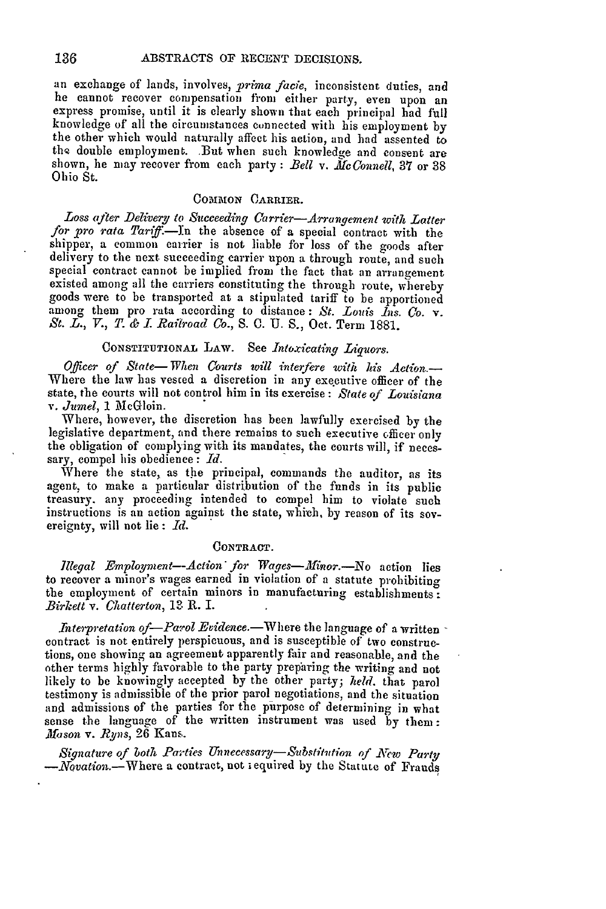an exchange of lands, involves, *prima facie*, inconsistent duties, and he cannot recover compensation from either party, even upon an express promise, until it is clearly shown that each principal had full knowledge of all the circumstances connected with his employment by the other which would naturally affect his action, and had assented to the double employment. But when such knowledge and consent are shown, he may recover from each party: *Bell* v. *McConnell*, 37 or 38 Ohio St.

### COMMON CARRIER.

*Loss after Delivery to Succeeding Carrier—Arrangement with Latter for pro rata Tariff.*—In the absence of a special contract with the shipper, a common carrier is not liable for loss of the goods after delivery to the next succeeding carrier upon a through route, and such special contract cannot be implied from the fact that an arrangement existed among all the carriers constituting the through route, whereby goods were to be transported at a stipulated tariff to be apportioned among them pro rata according to distance: *St. Louis Ins. Co.* v. *St. L., V., T. & I. Railroad Co.*, S. C. U. S., Oct. Term 1881.

### CONSTITUTIONAL LAW. See *Intoxicating Liquors.*

*Officer of State—When Courts will interfere with his Action.*—Where the law has vested a discretion in any executive officer of the state, the courts will not control him in its exercise: *State of Louisiana* v. *Jumel*, 1 McGloin.

Where, however, the discretion has been lawfully exercised by the legislative department, and there remains to such executive officer only the obligation of complying with its mandates, the courts will, if necessary, compel his obedience: *Id.*

Where the state, as the principal, commands the auditor, as its agent, to make a particular distribution of the funds in its public treasury, any proceeding intended to compel him to violate such instructions is an action against the state, which, by reason of its sovereignty, will not lie: *Id.*

### CONTRACT.

*Illegal Employment—Action for Wages—Minor.*—No action lies to recover a minor's wages earned in violation of a statute prohibiting the employment of certain minors in manufacturing establishments: *Birkett* v. *Chatterton*, 13 R. I.

*Interpretation of—Parol Evidence.*—Where the language of a written contract is not entirely perspicuous, and is susceptible of two constructions, one showing an agreement apparently fair and reasonable, and the other terms highly favorable to the party preparing the writing and not likely to be knowingly accepted by the other party; *held*, that parol testimony is admissible of the prior parol negotiations, and the situation and admissions of the parties for the purpose of determining in what sense the language of the written instrument was used by them: *Mason* v. *Ryus*, 26 Kans.

*Signature of both Parties Unnecessary—Substitution of New Party—Novation.*—Where a contract, not required by the Statute of Frauds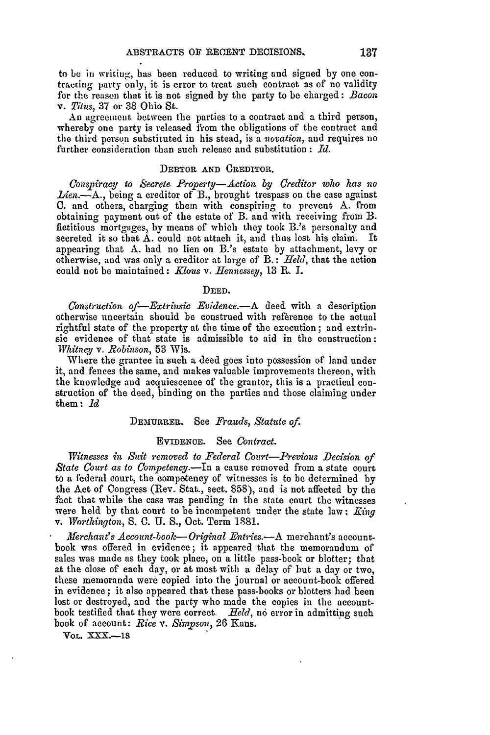to be in writing, has been reduced to writing and signed by one contracting party only, it is error to treat such contract as of no validity for the reason that it is not signed by the party to be charged: *Bacon* v. *Titus*, 37 or 38 Ohio St.

An agreement between the parties to a contract and a third person, whereby one party is released from the obligations of the contract and the third person substituted in his stead, is a *novation*, and requires no further consideration than such release and substitution: *Id.*

### DEBTOR AND CREDITOR.

*Conspiracy to Secrete Property—Action by Creditor who has no Lien.*—A., being a creditor of B., brought trespass on the case against C. and others, charging them with conspiring to prevent A. from obtaining payment out of the estate of B. and with receiving from B. fictitious mortgages, by means of which they took B.'s personalty and secreted it so that A. could not attach it, and thus lost his claim. It appearing that A. had no lien on B.'s estate by attachment, levy or otherwise, and was only a creditor at large of B.: *Held*, that the action could not be maintained: *Klous* v. *Hennessey*, 13 R. I.

### DEED.

*Construction of—Extrinsic Evidence.*—A deed with a description otherwise uncertain should be construed with reference to the actual rightful state of the property at the time of the execution; and extrinsic evidence of that state is admissible to aid in the construction: *Whitney* v. *Robinson*, 53 Wis.

Where the grantee in such a deed goes into possession of land under it, and fences the same, and makes valuable improvements thereon, with the knowledge and acquiescence of the grantor, this is a practical construction of the deed, binding on the parties and those claiming under them: *Id*

### DEMURRER. See *Frauds, Statute of.*

### EVIDENCE. See *Contract.*

*Witnesses in Suit removed to Federal Court—Previous Decision of State Court as to Competency.*—In a cause removed from a state court to a federal court, the competency of witnesses is to be determined by the Act of Congress (Rev. Stat., sect. 858), and is not affected by the fact that while the case was pending in the state court the witnesses were held by that court to be incompetent under the state law: *King* v. *Worthington*, S. C. U. S., Oct. Term 1881.

*Merchant's Account-book—Original Entries.*—A merchant's account-book was offered in evidence; it appeared that the memorandum of sales was made as they took place, on a little pass-book or blotter; that at the close of each day, or at most with a delay of but a day or two, these memoranda were copied into the journal or account-book offered in evidence; it also appeared that these pass-books or blotters had been lost or destroyed, and the party who made the copies in the account-book testified that they were correct. *Held*, no error in admitting such book of account: *Rice* v. *Simpson*, 26 Kans.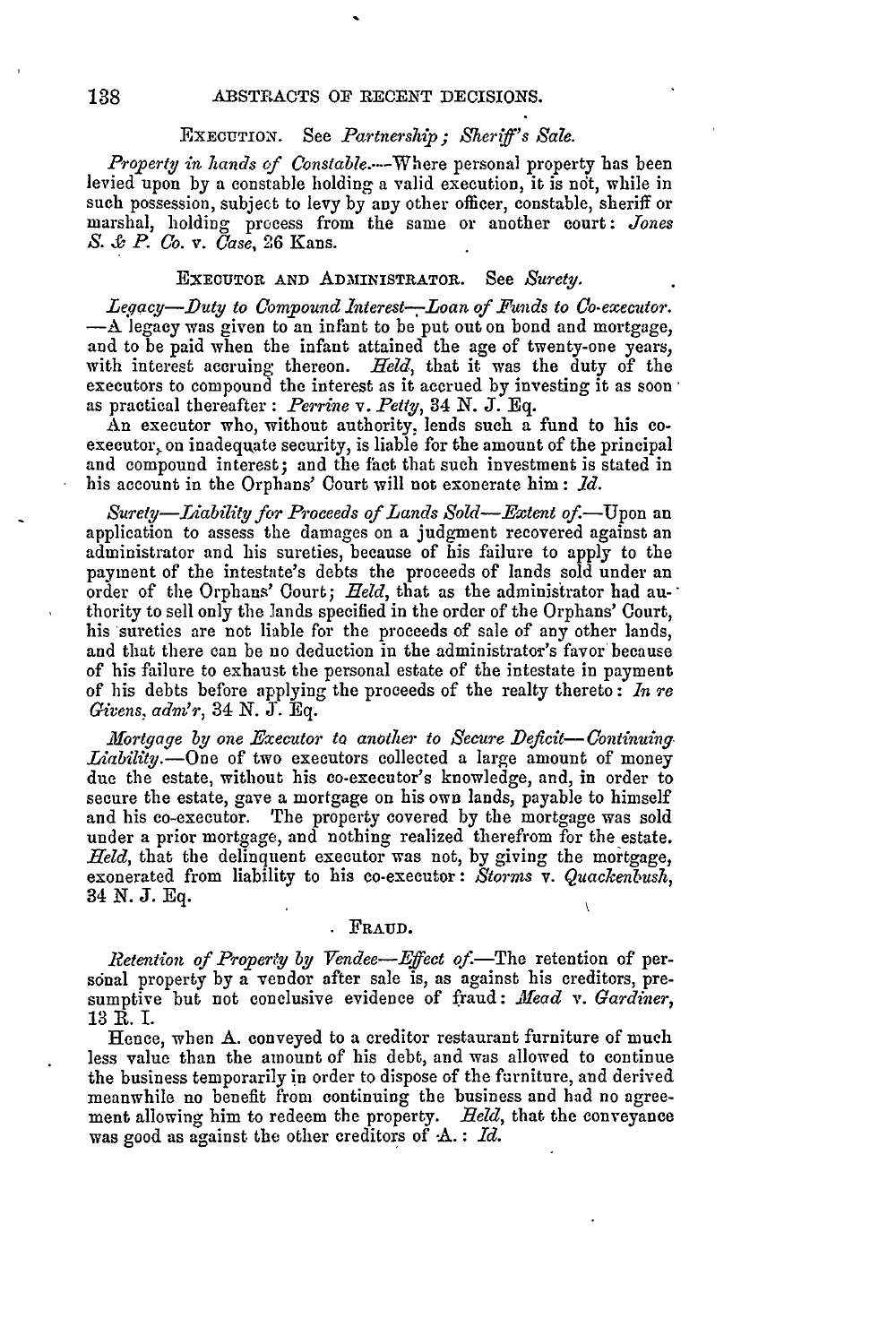EXECUTION. See *Partnership; Sheriff's Sale.*

*Property in hands of Constable.*—Where personal property has been levied upon by a constable holding a valid execution, it is not, while in such possession, subject to levy by any other officer, constable, sheriff or marshal, holding process from the same or another court: *Jones S. & P. Co.* v. *Case*, 26 Kans.

EXECUTOR AND ADMINISTRATOR. See *Surety.*

*Legacy—Duty to Compound Interest—Loan of Funds to Co-executor.*—A legacy was given to an infant to be put out on bond and mortgage, and to be paid when the infant attained the age of twenty-one years, with interest accruing thereon. *Held*, that it was the duty of the executors to compound the interest as it accrued by investing it as soon as practical thereafter: *Perrine* v. *Petty*, 34 N. J. Eq.

An executor who, without authority, lends such a fund to his co-executor, on inadequate security, is liable for the amount of the principal and compound interest; and the fact that such investment is stated in his account in the Orphans' Court will not exonerate him: *Id.*

*Surety—Liability for Proceeds of Lands Sold—Extent of.*—Upon an application to assess the damages on a judgment recovered against an administrator and his sureties, because of his failure to apply to the payment of the intestate's debts the proceeds of lands sold under an order of the Orphans' Court; *Held*, that as the administrator had authority to sell only the lands specified in the order of the Orphans' Court, his sureties are not liable for the proceeds of sale of any other lands, and that there can be no deduction in the administrator's favor because of his failure to exhaust the personal estate of the intestate in payment of his debts before applying the proceeds of the realty thereto: *In re Givens, adm'r*, 34 N. J. Eq.

*Mortgage by one Executor to another to Secure Deficit—Continuing Liability.*—One of two executors collected a large amount of money due the estate, without his co-executor's knowledge, and, in order to secure the estate, gave a mortgage on his own lands, payable to himself and his co-executor. The property covered by the mortgage was sold under a prior mortgage, and nothing realized therefrom for the estate. *Held*, that the delinquent executor was not, by giving the mortgage, exonerated from liability to his co-executor: *Storms* v. *Quackenbush*, 34 N. J. Eq.

FRAUD.

*Retention of Property by Vendee—Effect of.*—The retention of personal property by a vendor after sale is, as against his creditors, presumptive but not conclusive evidence of fraud: *Mead* v. *Gardiner*, 13 R. I.

Hence, when A. conveyed to a creditor restaurant furniture of much less value than the amount of his debt, and was allowed to continue the business temporarily in order to dispose of the furniture, and derived meanwhile no benefit from continuing the business and had no agreement allowing him to redeem the property. *Held*, that the conveyance was good as against the other creditors of A.: *Id.*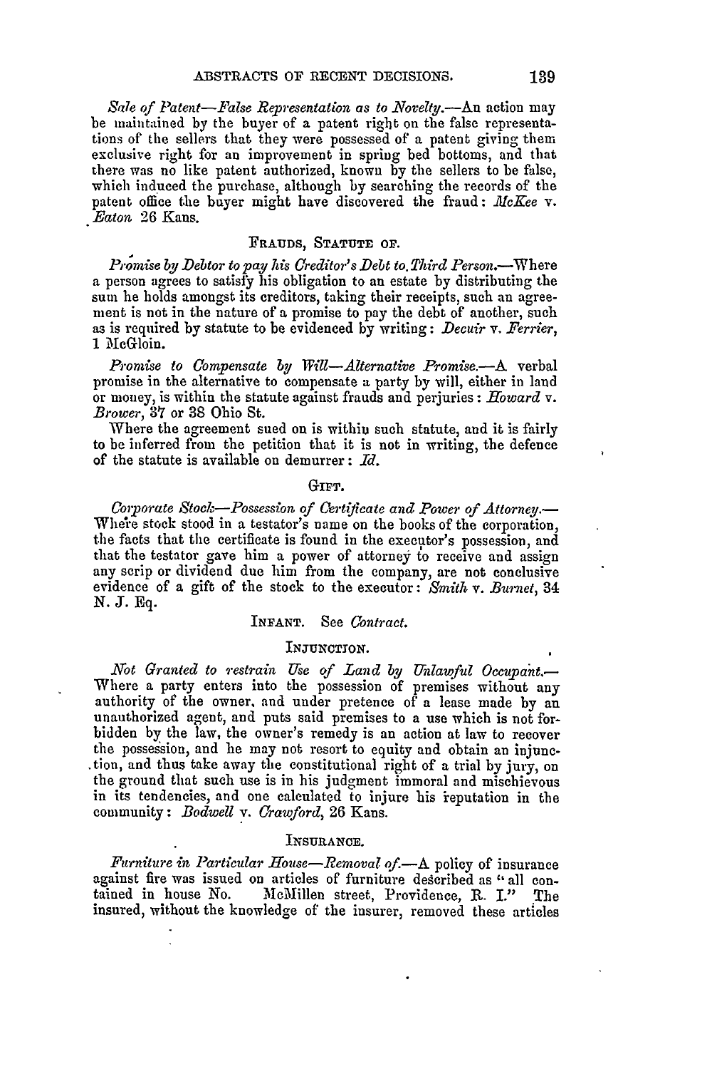*Sale of Patent—False Representation as to Novelty.*—An action may be maintained by the buyer of a patent right on the false representations of the sellers that they were possessed of a patent giving them exclusive right for an improvement in spring bed bottoms, and that there was no like patent authorized, known by the sellers to be false, which induced the purchase, although by searching the records of the patent office the buyer might have discovered the fraud: *McKee* v. *Eaton* 26 Kans.

### FRAUDS, STATUTE OF.

*Promise by Debtor to pay his Creditor's Debt to Third Person.*—Where a person agrees to satisfy his obligation to an estate by distributing the sum he holds amongst its creditors, taking their receipts, such an agreement is not in the nature of a promise to pay the debt of another, such as is required by statute to be evidenced by writing: *Decuir* v. *Ferrier*, 1 McGloin.

*Promise to Compensate by Will—Alternative Promise.*—A verbal promise in the alternative to compensate a party by will, either in land or money, is within the statute against frauds and perjuries: *Howard* v. *Brower*, 37 or 38 Ohio St.

Where the agreement sued on is within such statute, and it is fairly to be inferred from the petition that it is not in writing, the defence of the statute is available on demurrer: *Id.*

### GIFT.

*Corporate Stock—Possession of Certificate and Power of Attorney.*—Where stock stood in a testator's name on the books of the corporation, the facts that the certificate is found in the executor's possession, and that the testator gave him a power of attorney to receive and assign any scrip or dividend due him from the company, are not conclusive evidence of a gift of the stock to the executor: *Smith* v. *Burnet*, 34 N. J. Eq.

### INFANT. See *Contract.*

### INJUNCTION.

*Not Granted to restrain Use of Land by Unlawful Occupant.*—Where a party enters into the possession of premises without any authority of the owner, and under pretence of a lease made by an unauthorized agent, and puts said premises to a use which is not forbidden by the law, the owner's remedy is an action at law to recover the possession, and he may not resort to equity and obtain an injunction, and thus take away the constitutional right of a trial by jury, on the ground that such use is in his judgment immoral and mischievous in its tendencies, and one calculated to injure his reputation in the community: *Bodwell* v. *Crawford*, 26 Kans.

### INSURANCE.

*Furniture in Particular House—Removal of.*—A policy of insurance against fire was issued on articles of furniture described as "all contained in house No. McMillen street, Providence, R. I." The insured, without the knowledge of the insurer, removed these articles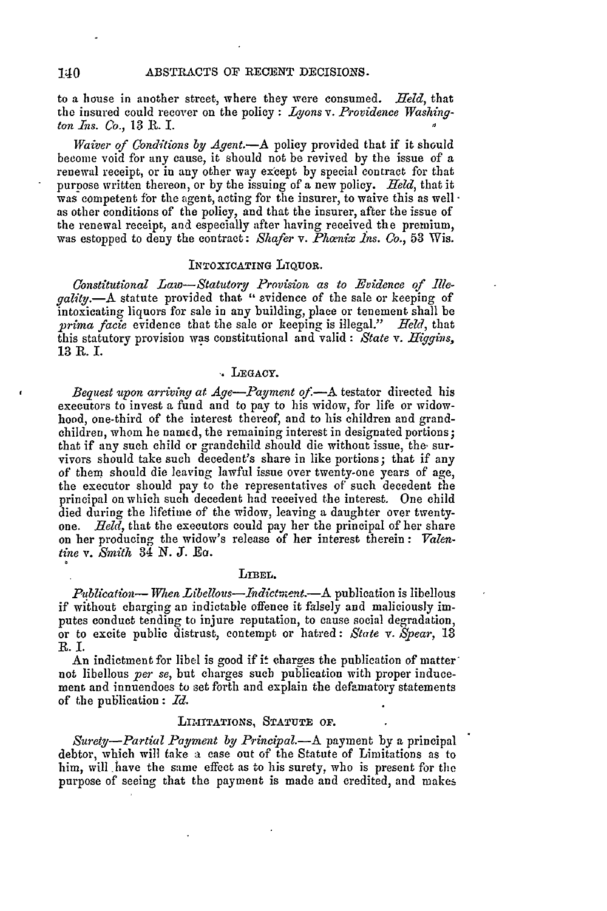to a house in another street, where they were consumed. *Held*, that the insured could recover on the policy: *Lyons* v. *Providence Washington Ins. Co.*, 13 R. I.

*Waiver of Conditions by Agent.*—A policy provided that if it should become void for any cause, it should not be revived by the issue of a renewal receipt, or in any other way except by special contract for that purpose written thereon, or by the issuing of a new policy. *Held*, that it was competent for the agent, acting for the insurer, to waive this as well as other conditions of the policy, and that the insurer, after the issue of the renewal receipt, and especially after having received the premium, was estopped to deny the contract: *Shafer* v. *Phœnix Ins. Co.*, 53 Wis.

### INTOXICATING LIQUOR.

*Constitutional Law—Statutory Provision as to Evidence of Illegality.*—A statute provided that "evidence of the sale or keeping of intoxicating liquors for sale in any building, place or tenement shall be *prima facie* evidence that the sale or keeping is illegal." *Held*, that this statutory provision was constitutional and valid: *State* v. *Higgins*, 13 R. I.

### LEGACY.

*Bequest upon arriving at Age—Payment of.*—A testator directed his executors to invest a fund and to pay to his widow, for life or widowhood, one-third of the interest thereof, and to his children and grandchildren, whom he named, the remaining interest in designated portions; that if any such child or grandchild should die without issue, the survivors should take such decedent's share in like portions; that if any of them should die leaving lawful issue over twenty-one years of age, the executor should pay to the representatives of such decedent the principal on which such decedent had received the interest. One child died during the lifetime of the widow, leaving a daughter over twenty-one. *Held*, that the executors could pay her the principal of her share on her producing the widow's release of her interest therein: *Valentine* v. *Smith* 34 N. J. Eq.

### LIBEL.

*Publication—When Libellous—Indictment.*—A publication is libellous if without charging an indictable offence it falsely and maliciously imputes conduct tending to injure reputation, to cause social degradation, or to excite public distrust, contempt or hatred: *State* v. *Spear*, 13 R. I.

An indictment for libel is good if it charges the publication of matter not libellous *per se*, but charges such publication with proper inducement and innuendoes to set forth and explain the defamatory statements of the publication: *Id.*

### LIMITATIONS, STATUTE OF.

*Surety—Partial Payment by Principal.*—A payment by a principal debtor, which will take a case out of the Statute of Limitations as to him, will have the same effect as to his surety, who is present for the purpose of seeing that the payment is made and credited, and makes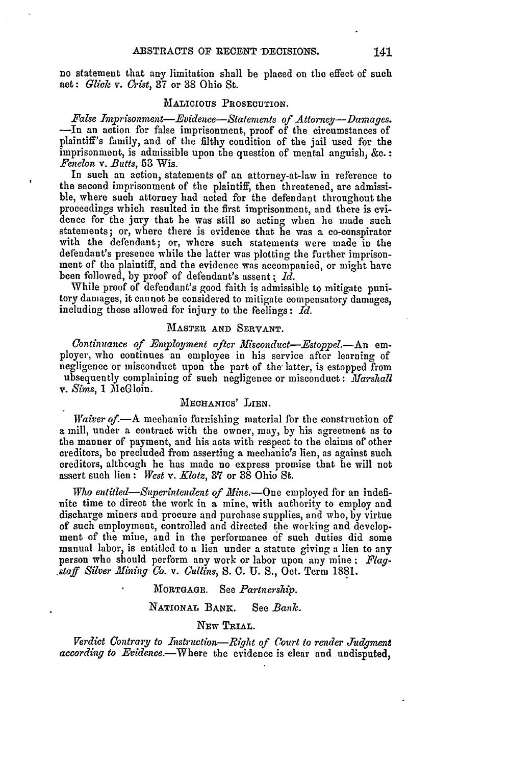no statement that any limitation shall be placed on the effect of such act: *Glick* v. *Crist*, 37 or 38 Ohio St.

### MALICIOUS PROSECUTION.

*False Imprisonment—Evidence—Statements of Attorney—Damages.*—In an action for false imprisonment, proof of the circumstances of plaintiff's family, and of the filthy condition of the jail used for the imprisonment, is admissible upon the question of mental anguish, &c.: *Fenelon* v. *Butts*, 53 Wis.

In such an action, statements of an attorney-at-law in reference to the second imprisonment of the plaintiff, then threatened, are admissible, where such attorney had acted for the defendant throughout the proceedings which resulted in the first imprisonment, and there is evidence for the jury that he was still so acting when he made such statements; or, where there is evidence that he was a co-conspirator with the defendant; or, where such statements were made in the defendant's presence while the latter was plotting the further imprisonment of the plaintiff, and the evidence was accompanied, or might have been followed, by proof of defendant's assent: *Id.*

While proof of defendant's good faith is admissible to mitigate punitory damages, it cannot be considered to mitigate compensatory damages, including those allowed for injury to the feelings: *Id.*

### MASTER AND SERVANT.

*Continuance of Employment after Misconduct—Estoppel.*—An employer, who continues an employee in his service after learning of negligence or misconduct upon the part of the latter, is estopped from subsequently complaining of such negligence or misconduct: *Marshall* v. *Sims*, 1 McGloin.

### MECHANICS' LIEN.

*Waiver of.*—A mechanic furnishing material for the construction of a mill, under a contract with the owner, may, by his agreement as to the manner of payment, and his acts with respect to the claims of other creditors, be precluded from asserting a mechanic's lien, as against such creditors, although he has made no express promise that he will not assert such lien: *West* v. *Klotz*, 37 or 38 Ohio St.

*Who entitled—Superintendent of Mine.*—One employed for an indefinite time to direct the work in a mine, with authority to employ and discharge miners and procure and purchase supplies, and who, by virtue of such employment, controlled and directed the working and development of the mine, and in the performance of such duties did some manual labor, is entitled to a lien under a statute giving a lien to any person who should perform any work or labor upon any mine: *Flagstaff Silver Mining Co.* v. *Cullins*, S. C. U. S., Oct. Term 1881.

MORTGAGE. See *Partnership.*

NATIONAL BANK. See *Bank.*

### NEW TRIAL.

*Verdict Contrary to Instruction—Right of Court to render Judgment according to Evidence.*—Where the evidence is clear and undisputed,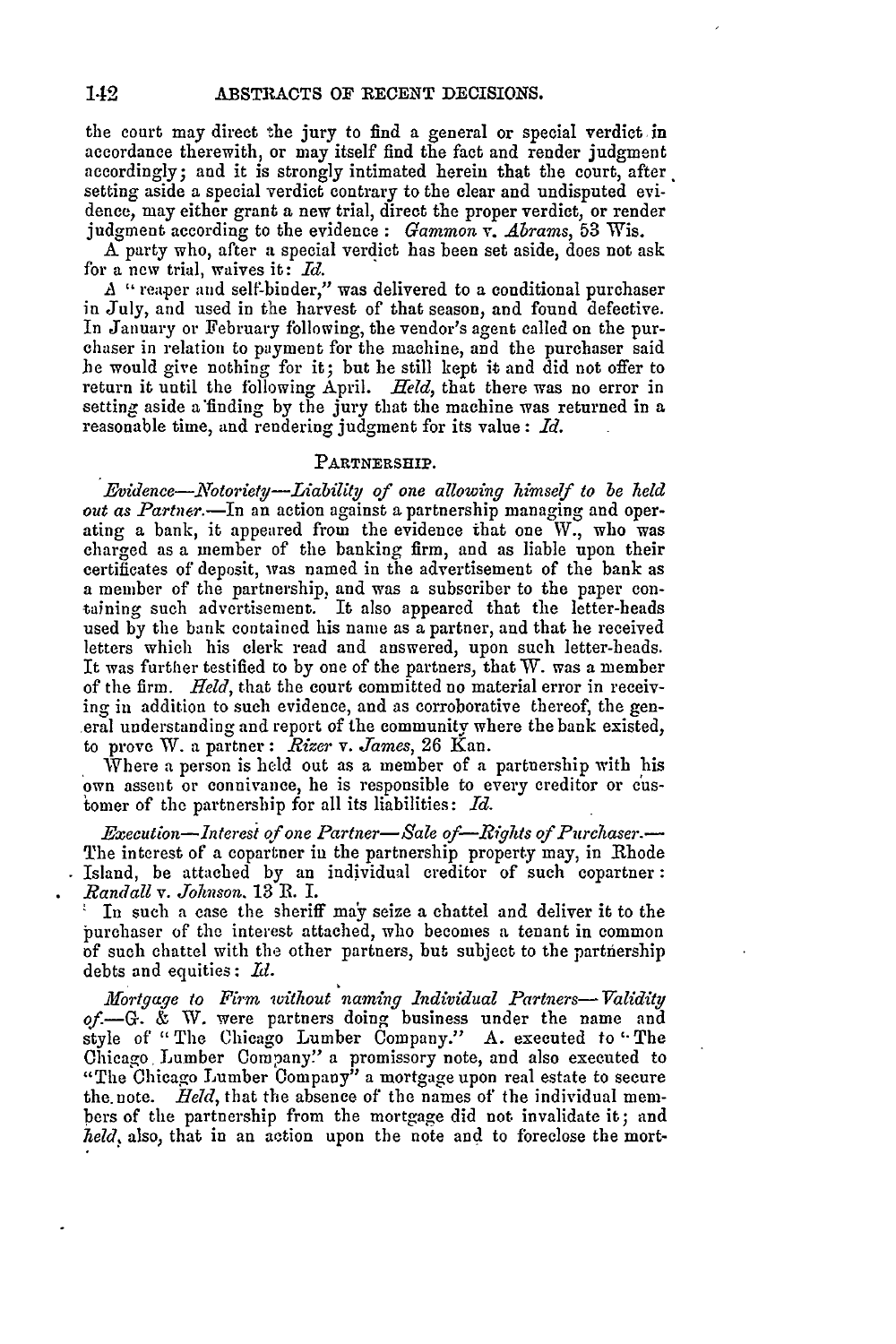the court may direct the jury to find a general or special verdict in accordance therewith, or may itself find the fact and render judgment accordingly; and it is strongly intimated herein that the court, after setting aside a special verdict contrary to the clear and undisputed evidence, may either grant a new trial, direct the proper verdict, or render judgment according to the evidence: *Gammon* v. *Abrams*, 53 Wis.

A party who, after a special verdict has been set aside, does not ask for a new trial, waives it: *Id.*

A "reaper and self-binder," was delivered to a conditional purchaser in July, and used in the harvest of that season, and found defective. In January or February following, the vendor's agent called on the purchaser in relation to payment for the machine, and the purchaser said he would give nothing for it; but he still kept it and did not offer to return it until the following April. *Held*, that there was no error in setting aside a finding by the jury that the machine was returned in a reasonable time, and rendering judgment for its value: *Id.*

## PARTNERSHIP.

*Evidence—Notoriety—Liability of one allowing himself to be held out as Partner.*—In an action against a partnership managing and operating a bank, it appeared from the evidence that one W., who was charged as a member of the banking firm, and as liable upon their certificates of deposit, was named in the advertisement of the bank as a member of the partnership, and was a subscriber to the paper containing such advertisement. It also appeared that the letter-heads used by the bank contained his name as a partner, and that he received letters which his clerk read and answered, upon such letter-heads. It was further testified to by one of the partners, that W. was a member of the firm. *Held*, that the court committed no material error in receiving in addition to such evidence, and as corroborative thereof, the general understanding and report of the community where the bank existed, to prove W. a partner: *Rizer* v. *James*, 26 Kan.

Where a person is held out as a member of a partnership with his own assent or connivance, he is responsible to every creditor or customer of the partnership for all its liabilities: *Id.*

*Execution—Interest of one Partner—Sale of—Rights of Purchaser.*—The interest of a copartner in the partnership property may, in Rhode Island, be attached by an individual creditor of such copartner: *Randall* v. *Johnson*, 13 R. I.

In such a case the sheriff may seize a chattel and deliver it to the purchaser of the interest attached, who becomes a tenant in common of such chattel with the other partners, but subject to the partnership debts and equities: *Id.*

*Mortgage to Firm without naming Individual Partners—Validity of.*—G. & W. were partners doing business under the name and style of "The Chicago Lumber Company." A. executed to "The Chicago Lumber Company" a promissory note, and also executed to "The Chicago Lumber Company" a mortgage upon real estate to secure the note. *Held*, that the absence of the names of the individual members of the partnership from the mortgage did not invalidate it; and *held*, also, that in an action upon the note and to foreclose the mort-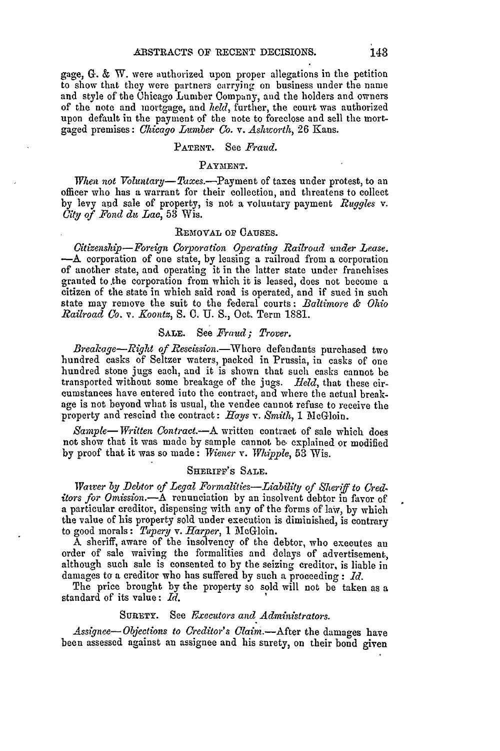gage, G. & W. were authorized upon proper allegations in the petition to show that they were partners carrying on business under the name and style of the Chicago Lumber Company, and the holders and owners of the note and mortgage, and *held*, further, the court was authorized upon default in the payment of the note to foreclose and sell the mortgaged premises: *Chicago Lumber Co.* v. *Ashworth*, 26 Kans.

### PATENT. See *Fraud*.

### PAYMENT.

*When not Voluntary—Taxes.*—Payment of taxes under protest, to an officer who has a warrant for their collection, and threatens to collect by levy and sale of property, is not a voluntary payment *Ruggles* v. *City of Fond du Lac*, 53 Wis.

### REMOVAL OF CAUSES.

*Citizenship—Foreign Corporation Operating Railroad under Lease.*—A corporation of one state, by leasing a railroad from a corporation of another state, and operating it in the latter state under franchises granted to the corporation from which it is leased, does not become a citizen of the state in which said road is operated, and if sued in such state may remove the suit to the federal courts: *Baltimore & Ohio Railroad Co.* v. *Koontz*, S. C. U. S., Oct. Term 1881.

### SALE. See *Fraud; Trover.*

*Breakage—Right of Rescission.*—Where defendants purchased two hundred casks of Seltzer waters, packed in Prussia, in casks of one hundred stone jugs each, and it is shown that such casks cannot be transported without some breakage of the jugs. *Held*, that these circumstances have entered into the contract, and where the actual breakage is not beyond what is usual, the vendee cannot refuse to receive the property and rescind the contract: *Hays* v. *Smith*, 1 McGloin.

*Sample—Written Contract.*—A written contract of sale which does not show that it was made by sample cannot be explained or modified by proof that it was so made: *Wiener* v. *Whipple*, 53 Wis.

### SHERIFF'S SALE.

*Waiver by Debtor of Legal Formalities—Liability of Sheriff to Creditors for Omission.*—A renunciation by an insolvent debtor in favor of a particular creditor, dispensing with any of the forms of law, by which the value of his property sold under execution is diminished, is contrary to good morals: *Tupery* v. *Harper*, 1 McGloin.

A sheriff, aware of the insolvency of the debtor, who executes an order of sale waiving the formalities and delays of advertisement, although such sale is consented to by the seizing creditor, is liable in damages to a creditor who has suffered by such a proceeding: *Id.*

The price brought by the property so sold will not be taken as a standard of its value: *Id.*

### SURETY. See *Executors and Administrators.*

*Assignee—Objections to Creditor's Claim.*—After the damages have been assessed against an assignee and his surety, on their bond given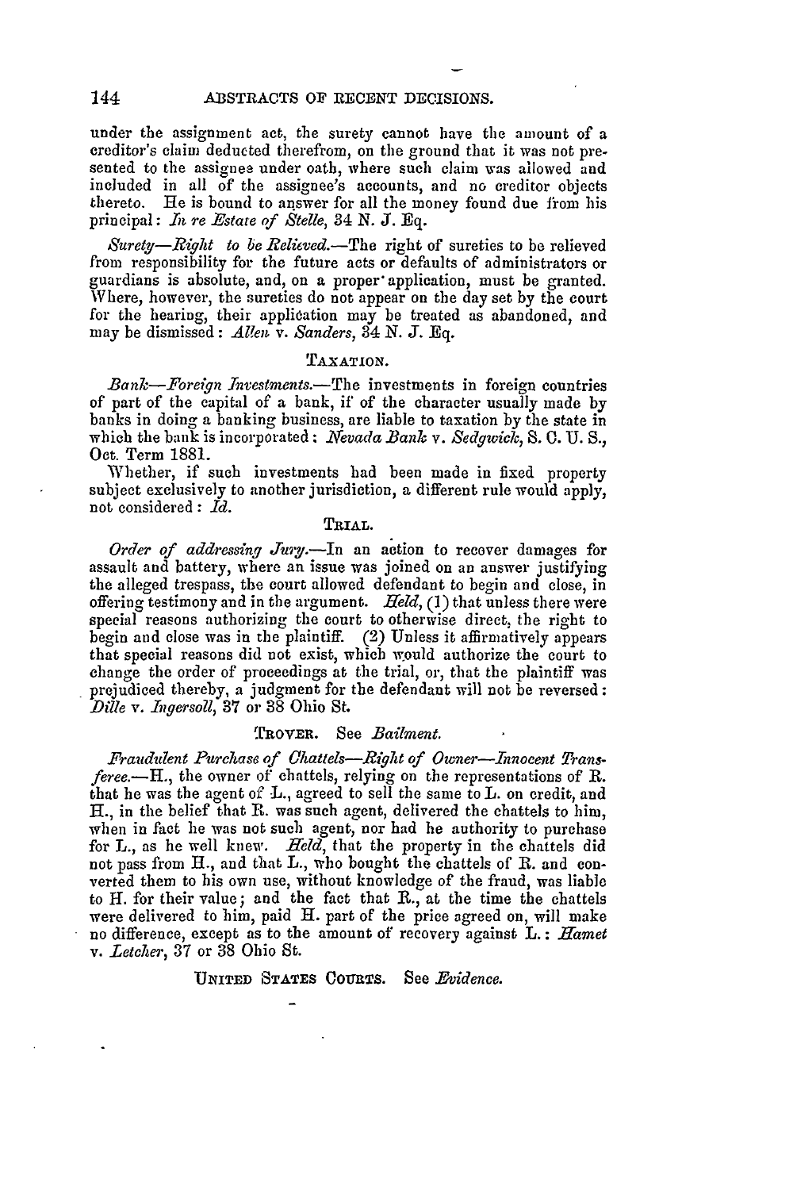under the assignment act, the surety cannot have the amount of a creditor's claim deducted therefrom, on the ground that it was not presented to the assignee under oath, where such claim was allowed and included in all of the assignee's accounts, and no creditor objects thereto. He is bound to answer for all the money found due from his principal: *In re Estate of Stelle*, 34 N. J. Eq.

*Surety—Right to be Relieved.*—The right of sureties to be relieved from responsibility for the future acts or defaults of administrators or guardians is absolute, and, on a proper application, must be granted. Where, however, the sureties do not appear on the day set by the court for the hearing, their application may be treated as abandoned, and may be dismissed: *Allen* v. *Sanders*, 34 N. J. Eq.

TAXATION.

*Bank—Foreign Investments.*—The investments in foreign countries of part of the capital of a bank, if of the character usually made by banks in doing a banking business, are liable to taxation by the state in which the bank is incorporated: *Nevada Bank* v. *Sedgwick*, S. C. U. S., Oct. Term 1881.

Whether, if such investments had been made in fixed property subject exclusively to another jurisdiction, a different rule would apply, not considered: *Id.*

TRIAL.

*Order of addressing Jury.*—In an action to recover damages for assault and battery, where an issue was joined on an answer justifying the alleged trespass, the court allowed defendant to begin and close, in offering testimony and in the argument. *Held*, (1) that unless there were special reasons authorizing the court to otherwise direct, the right to begin and close was in the plaintiff. (2) Unless it affirmatively appears that special reasons did not exist, which would authorize the court to change the order of proceedings at the trial, or, that the plaintiff was prejudiced thereby, a judgment for the defendant will not be reversed: *Dille* v. *Ingersoll*, 37 or 38 Ohio St.

TROVER. See *Bailment.*

*Fraudulent Purchase of Chattels—Right of Owner—Innocent Transferee.*—H., the owner of chattels, relying on the representations of R. that he was the agent of L., agreed to sell the same to L. on credit, and H., in the belief that R. was such agent, delivered the chattels to him, when in fact he was not such agent, nor had he authority to purchase for L., as he well knew. *Held*, that the property in the chattels did not pass from H., and that L., who bought the chattels of R. and converted them to his own use, without knowledge of the fraud, was liable to H. for their value; and the fact that R., at the time the chattels were delivered to him, paid H. part of the price agreed on, will make no difference, except as to the amount of recovery against L.: *Hamet* v. *Letcher*, 37 or 38 Ohio St.

UNITED STATES COURTS. See *Evidence.*